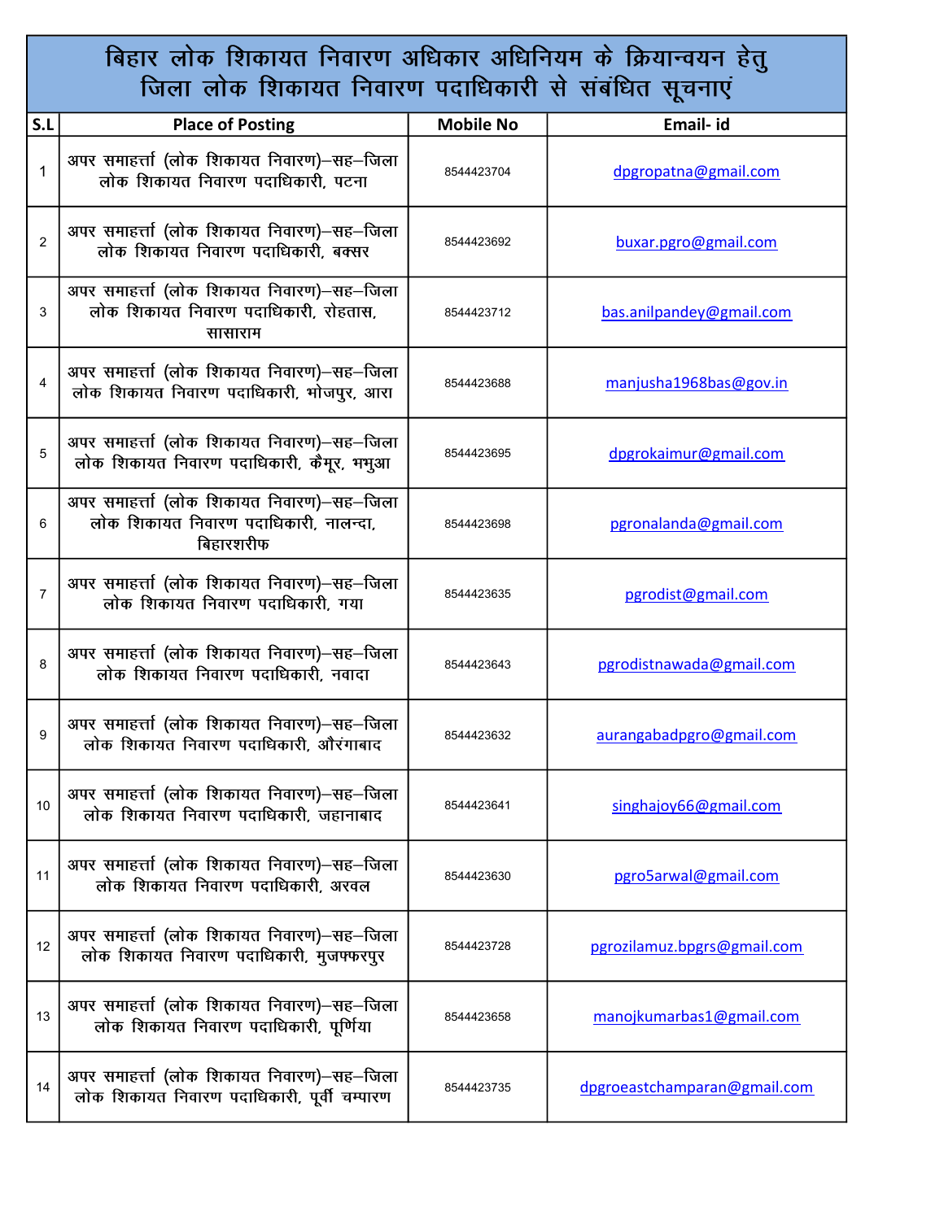# बिहार लोक शिकायत निवारण अधिकार अधिनियम के क्रियान्वयन हेतु जिला लोक शिकायत निवारण पदाधिकारी से संबंधित सूचनाएं

| S.L | Place of Posting | Mobile No | Email- id |
|---|---|---|---|
| 1 | अपर समाहर्त्ता (लोक शिकायत निवारण)–सह–जिला लोक शिकायत निवारण पदाधिकारी, पटना | 8544423704 | dpgropatna@gmail.com |
| 2 | अपर समाहर्त्ता (लोक शिकायत निवारण)–सह–जिला लोक शिकायत निवारण पदाधिकारी, बक्सर | 8544423692 | buxar.pgro@gmail.com |
| 3 | अपर समाहर्त्ता (लोक शिकायत निवारण)–सह–जिला लोक शिकायत निवारण पदाधिकारी, रोहतास, सासाराम | 8544423712 | bas.anilpandey@gmail.com |
| 4 | अपर समाहर्त्ता (लोक शिकायत निवारण)–सह–जिला लोक शिकायत निवारण पदाधिकारी, भोजपुर, आरा | 8544423688 | manjusha1968bas@gov.in |
| 5 | अपर समाहर्त्ता (लोक शिकायत निवारण)–सह–जिला लोक शिकायत निवारण पदाधिकारी, कैमूर, भभुआ | 8544423695 | dpgrokaimur@gmail.com |
| 6 | अपर समाहर्त्ता (लोक शिकायत निवारण)–सह–जिला लोक शिकायत निवारण पदाधिकारी, नालन्दा, बिहारशरीफ | 8544423698 | pgronalanda@gmail.com |
| 7 | अपर समाहर्त्ता (लोक शिकायत निवारण)–सह–जिला लोक शिकायत निवारण पदाधिकारी, गया | 8544423635 | pgrodist@gmail.com |
| 8 | अपर समाहर्त्ता (लोक शिकायत निवारण)–सह–जिला लोक शिकायत निवारण पदाधिकारी, नवादा | 8544423643 | pgrodistnawada@gmail.com |
| 9 | अपर समाहर्त्ता (लोक शिकायत निवारण)–सह–जिला लोक शिकायत निवारण पदाधिकारी, औरंगाबाद | 8544423632 | aurangabadpgro@gmail.com |
| 10 | अपर समाहर्त्ता (लोक शिकायत निवारण)–सह–जिला लोक शिकायत निवारण पदाधिकारी, जहानाबाद | 8544423641 | singhajoy66@gmail.com |
| 11 | अपर समाहर्त्ता (लोक शिकायत निवारण)–सह–जिला लोक शिकायत निवारण पदाधिकारी, अरवल | 8544423630 | pgro5arwal@gmail.com |
| 12 | अपर समाहर्त्ता (लोक शिकायत निवारण)–सह–जिला लोक शिकायत निवारण पदाधिकारी, मुजफ्फरपुर | 8544423728 | pgrozilamuz.bpgrs@gmail.com |
| 13 | अपर समाहर्त्ता (लोक शिकायत निवारण)–सह–जिला लोक शिकायत निवारण पदाधिकारी, पूर्णिया | 8544423658 | manojkumarbas1@gmail.com |
| 14 | अपर समाहर्त्ता (लोक शिकायत निवारण)–सह–जिला लोक शिकायत निवारण पदाधिकारी, पूर्वी चम्पारण | 8544423735 | dpgroeastchamparan@gmail.com |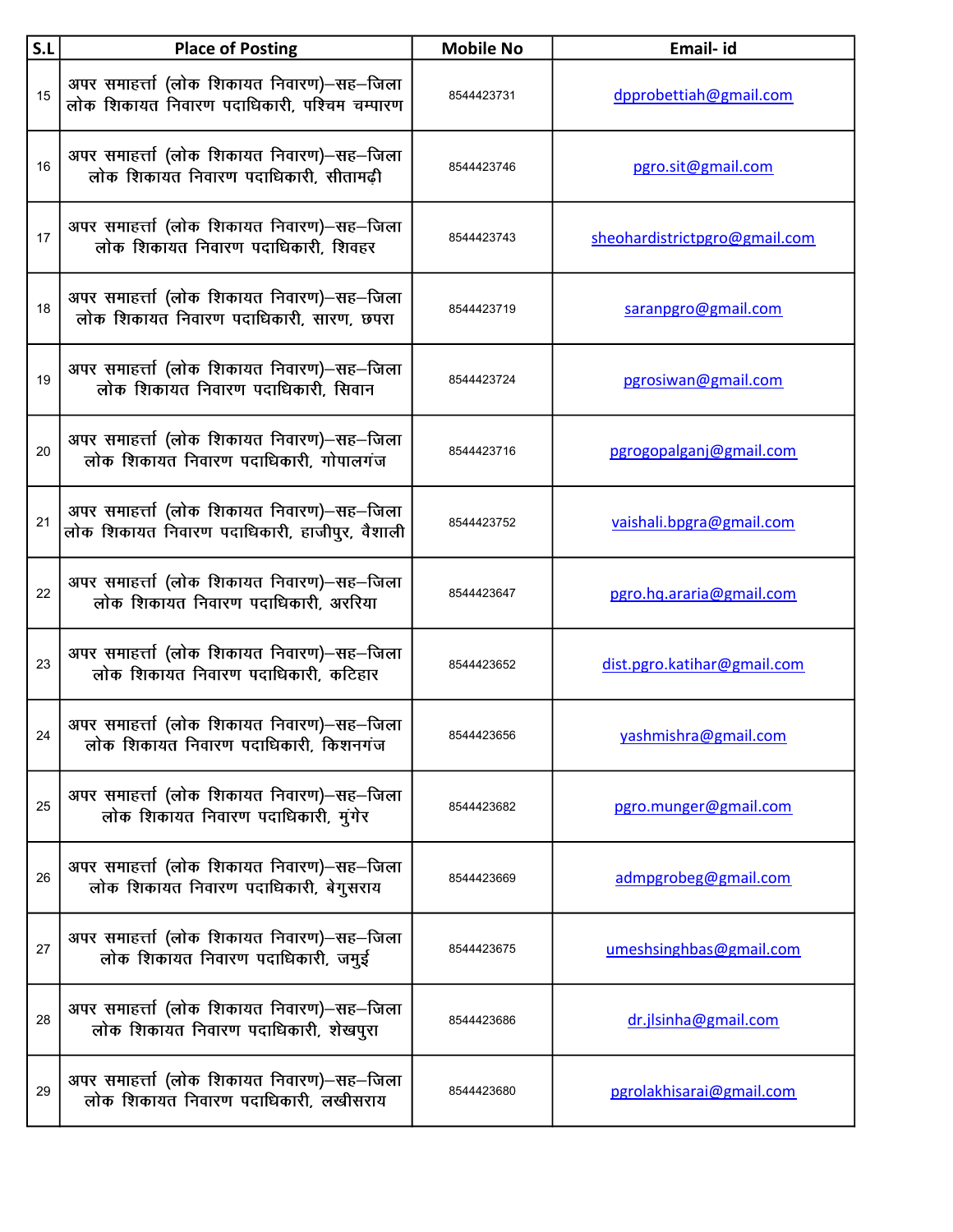| S.L | Place of Posting | Mobile No | Email- id |
|---|---|---|---|
| 15 | अपर समाहर्त्ता (लोक शिकायत निवारण)–सह–जिला लोक शिकायत निवारण पदाधिकारी, पश्चिम चम्पारण | 8544423731 | dpprobettiah@gmail.com |
| 16 | अपर समाहर्त्ता (लोक शिकायत निवारण)–सह–जिला लोक शिकायत निवारण पदाधिकारी, सीतामढ़ी | 8544423746 | pgro.sit@gmail.com |
| 17 | अपर समाहर्त्ता (लोक शिकायत निवारण)–सह–जिला लोक शिकायत निवारण पदाधिकारी, शिवहर | 8544423743 | sheohardistrictpgro@gmail.com |
| 18 | अपर समाहर्त्ता (लोक शिकायत निवारण)–सह–जिला लोक शिकायत निवारण पदाधिकारी, सारण, छपरा | 8544423719 | saranpgro@gmail.com |
| 19 | अपर समाहर्त्ता (लोक शिकायत निवारण)–सह–जिला लोक शिकायत निवारण पदाधिकारी, सिवान | 8544423724 | pgrosiwan@gmail.com |
| 20 | अपर समाहर्त्ता (लोक शिकायत निवारण)–सह–जिला लोक शिकायत निवारण पदाधिकारी, गोपालगंज | 8544423716 | pgrogopalganj@gmail.com |
| 21 | अपर समाहर्त्ता (लोक शिकायत निवारण)–सह–जिला लोक शिकायत निवारण पदाधिकारी, हाजीपुर, वैशाली | 8544423752 | vaishali.bpgra@gmail.com |
| 22 | अपर समाहर्त्ता (लोक शिकायत निवारण)–सह–जिला लोक शिकायत निवारण पदाधिकारी, अररिया | 8544423647 | pgro.hq.araria@gmail.com |
| 23 | अपर समाहर्त्ता (लोक शिकायत निवारण)–सह–जिला लोक शिकायत निवारण पदाधिकारी, कटिहार | 8544423652 | dist.pgro.katihar@gmail.com |
| 24 | अपर समाहर्त्ता (लोक शिकायत निवारण)–सह–जिला लोक शिकायत निवारण पदाधिकारी, किशनगंज | 8544423656 | yashmishra@gmail.com |
| 25 | अपर समाहर्त्ता (लोक शिकायत निवारण)–सह–जिला लोक शिकायत निवारण पदाधिकारी, मुंगेर | 8544423682 | pgro.munger@gmail.com |
| 26 | अपर समाहर्त्ता (लोक शिकायत निवारण)–सह–जिला लोक शिकायत निवारण पदाधिकारी, बेगुसराय | 8544423669 | admpgrobeg@gmail.com |
| 27 | अपर समाहर्त्ता (लोक शिकायत निवारण)–सह–जिला लोक शिकायत निवारण पदाधिकारी, जमुई | 8544423675 | umeshsinghbas@gmail.com |
| 28 | अपर समाहर्त्ता (लोक शिकायत निवारण)–सह–जिला लोक शिकायत निवारण पदाधिकारी, शेखपुरा | 8544423686 | dr.jlsinha@gmail.com |
| 29 | अपर समाहर्त्ता (लोक शिकायत निवारण)–सह–जिला लोक शिकायत निवारण पदाधिकारी, लखीसराय | 8544423680 | pgrolakhisarai@gmail.com |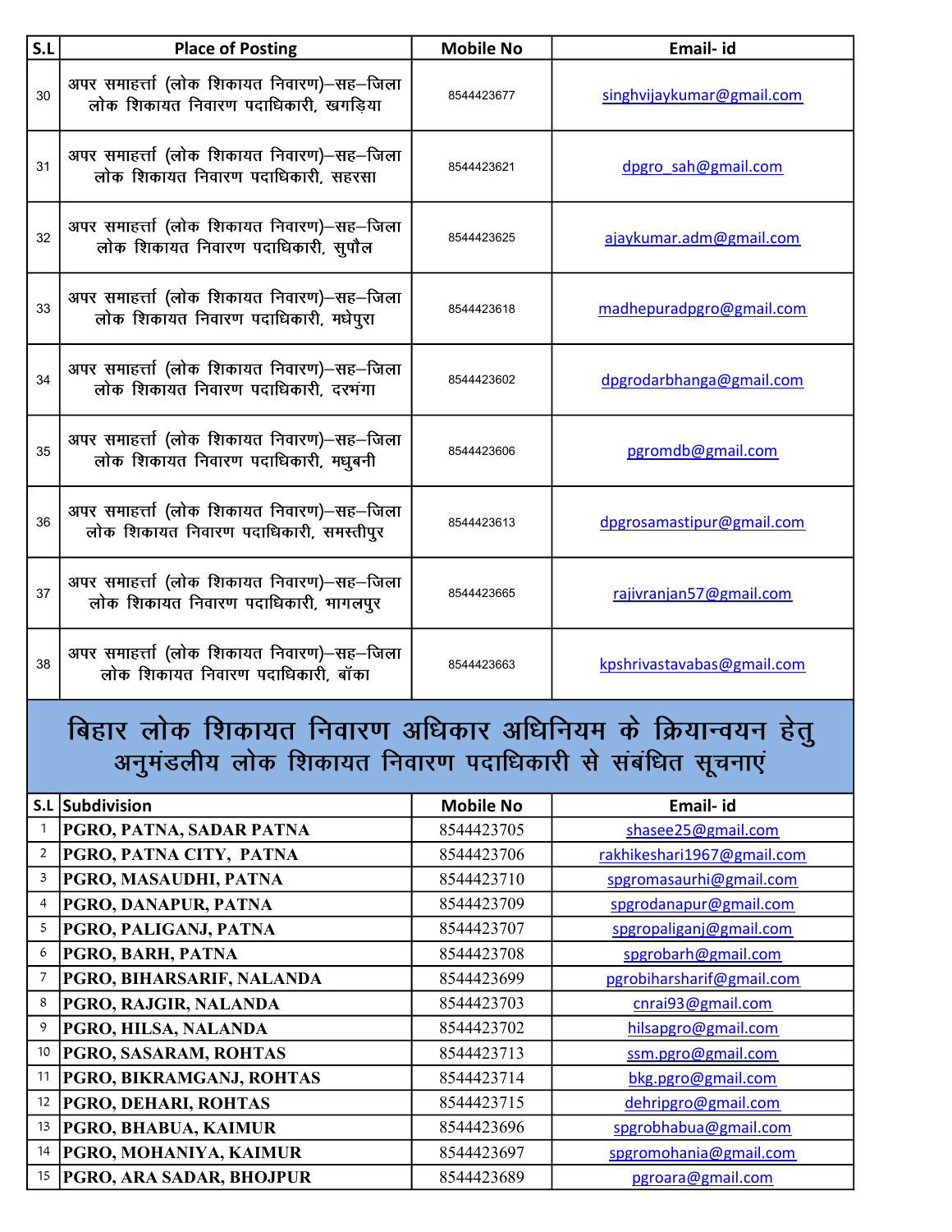| S.L | Place of Posting | Mobile No | Email- id |
|---|---|---|---|
| 30 | अपर समाहर्त्ता (लोक शिकायत निवारण)–सह–जिला लोक शिकायत निवारण पदाधिकारी, खगड़िया | 8544423677 | singhvijaykumar@gmail.com |
| 31 | अपर समाहर्त्ता (लोक शिकायत निवारण)–सह–जिला लोक शिकायत निवारण पदाधिकारी, सहरसा | 8544423621 | dpgro_sah@gmail.com |
| 32 | अपर समाहर्त्ता (लोक शिकायत निवारण)–सह–जिला लोक शिकायत निवारण पदाधिकारी, सुपौल | 8544423625 | ajaykumar.adm@gmail.com |
| 33 | अपर समाहर्त्ता (लोक शिकायत निवारण)–सह–जिला लोक शिकायत निवारण पदाधिकारी, मधेपुरा | 8544423618 | madhepuradpgro@gmail.com |
| 34 | अपर समाहर्त्ता (लोक शिकायत निवारण)–सह–जिला लोक शिकायत निवारण पदाधिकारी, दरभंगा | 8544423602 | dpgrodarbhanga@gmail.com |
| 35 | अपर समाहर्त्ता (लोक शिकायत निवारण)–सह–जिला लोक शिकायत निवारण पदाधिकारी, मधुबनी | 8544423606 | pgromdb@gmail.com |
| 36 | अपर समाहर्त्ता (लोक शिकायत निवारण)–सह–जिला लोक शिकायत निवारण पदाधिकारी, समस्तीपुर | 8544423613 | dpgrosamastipur@gmail.com |
| 37 | अपर समाहर्त्ता (लोक शिकायत निवारण)–सह–जिला लोक शिकायत निवारण पदाधिकारी, भागलपुर | 8544423665 | rajivranjan57@gmail.com |
| 38 | अपर समाहर्त्ता (लोक शिकायत निवारण)–सह–जिला लोक शिकायत निवारण पदाधिकारी, बॉका | 8544423663 | kpshrivastavabas@gmail.com |

## बिहार लोक शिकायत निवारण अधिकार अधिनियम के क्रियान्वयन हेतु अनुमंडलीय लोक शिकायत निवारण पदाधिकारी से संबंधित सूचनाएं

| S.L | Subdivision | Mobile No | Email- id |
|---|---|---|---|
| 1 | PGRO, PATNA, SADAR PATNA | 8544423705 | shasee25@gmail.com |
| 2 | PGRO, PATNA CITY, PATNA | 8544423706 | rakhikeshari1967@gmail.com |
| 3 | PGRO, MASAUDHI, PATNA | 8544423710 | spgromasaurhi@gmail.com |
| 4 | PGRO, DANAPUR, PATNA | 8544423709 | spgrodanapur@gmail.com |
| 5 | PGRO, PALIGANJ, PATNA | 8544423707 | spgropaliganj@gmail.com |
| 6 | PGRO, BARH, PATNA | 8544423708 | spgrobarh@gmail.com |
| 7 | PGRO, BIHARSARIF, NALANDA | 8544423699 | pgrobiharsharif@gmail.com |
| 8 | PGRO, RAJGIR, NALANDA | 8544423703 | cnrai93@gmail.com |
| 9 | PGRO, HILSA, NALANDA | 8544423702 | hilsapgro@gmail.com |
| 10 | PGRO, SASARAM, ROHTAS | 8544423713 | ssm.pgro@gmail.com |
| 11 | PGRO, BIKRAMGANJ, ROHTAS | 8544423714 | bkg.pgro@gmail.com |
| 12 | PGRO, DEHARI, ROHTAS | 8544423715 | dehripgro@gmail.com |
| 13 | PGRO, BHABUA, KAIMUR | 8544423696 | spgrobhabua@gmail.com |
| 14 | PGRO, MOHANIYA, KAIMUR | 8544423697 | spgromohania@gmail.com |
| 15 | PGRO, ARA SADAR, BHOJPUR | 8544423689 | pgroara@gmail.com |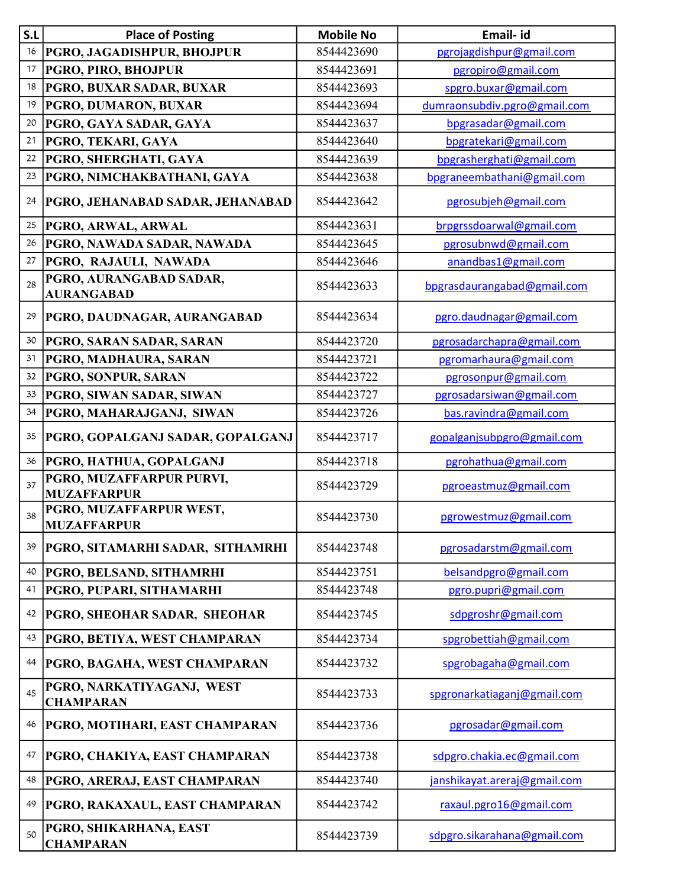| S.L | Place of Posting | Mobile No | Email- id |
|---|---|---|---|
| 16 | PGRO, JAGADISHPUR, BHOJPUR | 8544423690 | pgrojagdishpur@gmail.com |
| 17 | PGRO, PIRO, BHOJPUR | 8544423691 | pgropiro@gmail.com |
| 18 | PGRO, BUXAR SADAR, BUXAR | 8544423693 | spgro.buxar@gmail.com |
| 19 | PGRO, DUMARON, BUXAR | 8544423694 | dumraonsubdiv.pgro@gmail.com |
| 20 | PGRO, GAYA SADAR, GAYA | 8544423637 | bpgrasadar@gmail.com |
| 21 | PGRO, TEKARI, GAYA | 8544423640 | bpgratekari@gmail.com |
| 22 | PGRO, SHERGHATI, GAYA | 8544423639 | bpgrasherghati@gmail.com |
| 23 | PGRO, NIMCHAKBATHANI, GAYA | 8544423638 | bpgraneembathani@gmail.com |
| 24 | PGRO, JEHANABAD SADAR, JEHANABAD | 8544423642 | pgrosubjeh@gmail.com |
| 25 | PGRO, ARWAL, ARWAL | 8544423631 | brpgrssdoarwal@gmail.com |
| 26 | PGRO, NAWADA SADAR, NAWADA | 8544423645 | pgrosubnwd@gmail.com |
| 27 | PGRO, RAJAULI, NAWADA | 8544423646 | anandbas1@gmail.com |
| 28 | PGRO, AURANGABAD SADAR, AURANGABAD | 8544423633 | bpgrasdaurangabad@gmail.com |
| 29 | PGRO, DAUDNAGAR, AURANGABAD | 8544423634 | pgro.daudnagar@gmail.com |
| 30 | PGRO, SARAN SADAR, SARAN | 8544423720 | pgrosadarchapra@gmail.com |
| 31 | PGRO, MADHAURA, SARAN | 8544423721 | pgromarhaura@gmail.com |
| 32 | PGRO, SONPUR, SARAN | 8544423722 | pgrosonpur@gmail.com |
| 33 | PGRO, SIWAN SADAR, SIWAN | 8544423727 | pgrosadarsiwan@gmail.com |
| 34 | PGRO, MAHARAJGANJ, SIWAN | 8544423726 | bas.ravindra@gmail.com |
| 35 | PGRO, GOPALGANJ SADAR, GOPALGANJ | 8544423717 | gopalganjsubpgro@gmail.com |
| 36 | PGRO, HATHUA, GOPALGANJ | 8544423718 | pgrohathua@gmail.com |
| 37 | PGRO, MUZAFFARPUR PURVI, MUZAFFARPUR | 8544423729 | pgroeastmuz@gmail.com |
| 38 | PGRO, MUZAFFARPUR WEST, MUZAFFARPUR | 8544423730 | pgrowestmuz@gmail.com |
| 39 | PGRO, SITAMARHI SADAR, SITHAMRHI | 8544423748 | pgrosadarstm@gmail.com |
| 40 | PGRO, BELSAND, SITHAMRHI | 8544423751 | belsandpgro@gmail.com |
| 41 | PGRO, PUPARI, SITHAMARHI | 8544423748 | pgro.pupri@gmail.com |
| 42 | PGRO, SHEOHAR SADAR, SHEOHAR | 8544423745 | sdpgroshr@gmail.com |
| 43 | PGRO, BETIYA, WEST CHAMPARAN | 8544423734 | spgrobettiah@gmail.com |
| 44 | PGRO, BAGAHA, WEST CHAMPARAN | 8544423732 | spgrobagaha@gmail.com |
| 45 | PGRO, NARKATIYAGANJ, WEST CHAMPARAN | 8544423733 | spgronarkatiaganj@gmail.com |
| 46 | PGRO, MOTIHARI, EAST CHAMPARAN | 8544423736 | pgrosadar@gmail.com |
| 47 | PGRO, CHAKIYA, EAST CHAMPARAN | 8544423738 | sdpgro.chakia.ec@gmail.com |
| 48 | PGRO, ARERAJ, EAST CHAMPARAN | 8544423740 | janshikayat.areraj@gmail.com |
| 49 | PGRO, RAKAXAUL, EAST CHAMPARAN | 8544423742 | raxaul.pgro16@gmail.com |
| 50 | PGRO, SHIKARHANA, EAST CHAMPARAN | 8544423739 | sdpgro.sikarahana@gmail.com |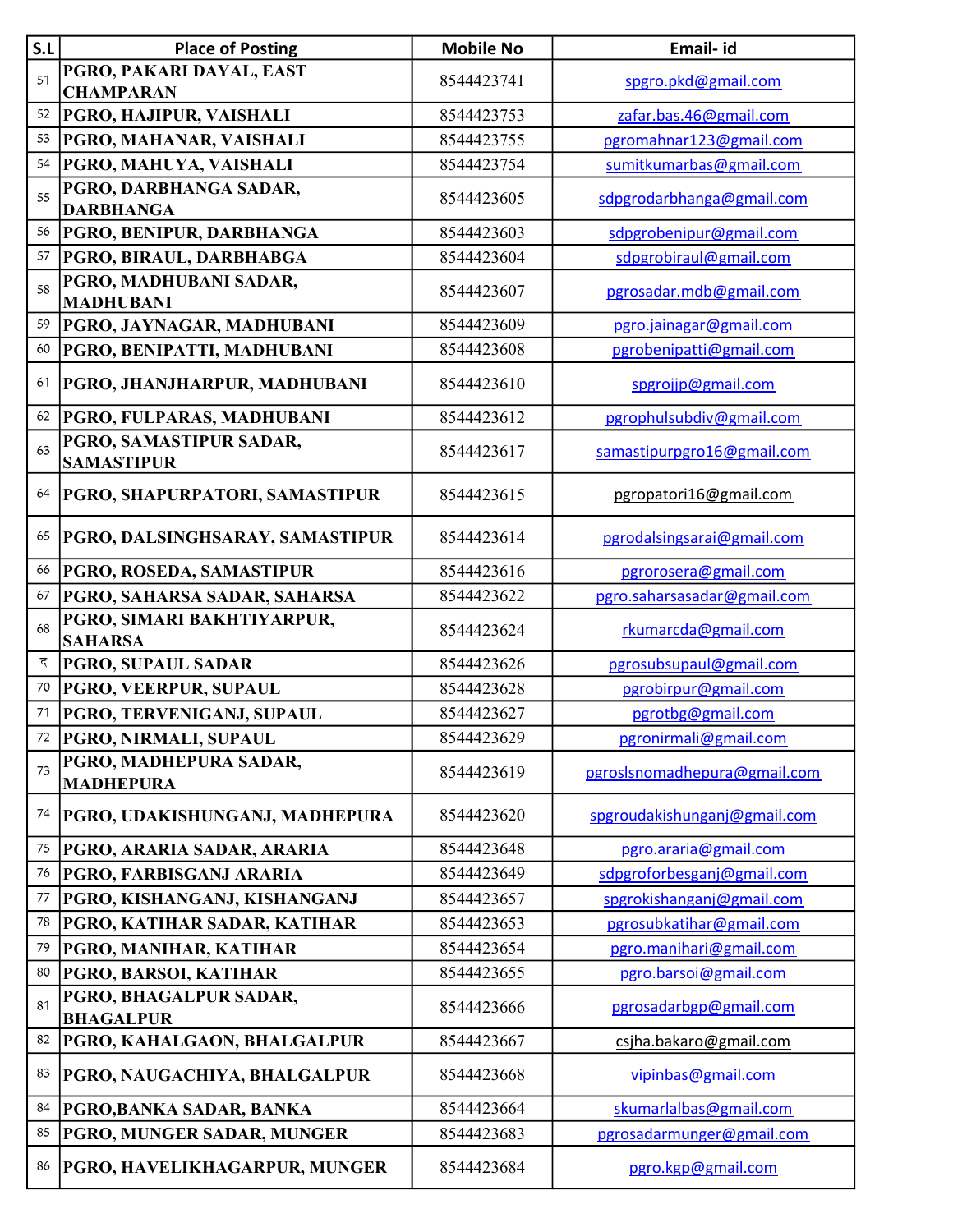| S.L | Place of Posting | Mobile No | Email- id |
|---|---|---|---|
| 51 | PGRO, PAKARI DAYAL, EAST CHAMPARAN | 8544423741 | spgro.pkd@gmail.com |
| 52 | PGRO, HAJIPUR, VAISHALI | 8544423753 | zafar.bas.46@gmail.com |
| 53 | PGRO, MAHANAR, VAISHALI | 8544423755 | pgromahnar123@gmail.com |
| 54 | PGRO, MAHUYA, VAISHALI | 8544423754 | sumitkumarbas@gmail.com |
| 55 | PGRO, DARBHANGA SADAR, DARBHANGA | 8544423605 | sdpgrodarbhanga@gmail.com |
| 56 | PGRO, BENIPUR, DARBHANGA | 8544423603 | sdpgrobenipur@gmail.com |
| 57 | PGRO, BIRAUL, DARBHABGA | 8544423604 | sdpgrobiraul@gmail.com |
| 58 | PGRO, MADHUBANI SADAR, MADHUBANI | 8544423607 | pgrosadar.mdb@gmail.com |
| 59 | PGRO, JAYNAGAR, MADHUBANI | 8544423609 | pgro.jainagar@gmail.com |
| 60 | PGRO, BENIPATTI, MADHUBANI | 8544423608 | pgrobenipatti@gmail.com |
| 61 | PGRO, JHANJHARPUR, MADHUBANI | 8544423610 | spgrojjp@gmail.com |
| 62 | PGRO, FULPARAS, MADHUBANI | 8544423612 | pgrophulsubdiv@gmail.com |
| 63 | PGRO, SAMASTIPUR SADAR, SAMASTIPUR | 8544423617 | samastipurpgro16@gmail.com |
| 64 | PGRO, SHAPURPATORI, SAMASTIPUR | 8544423615 | pgropatori16@gmail.com |
| 65 | PGRO, DALSINGHSARAY, SAMASTIPUR | 8544423614 | pgrodalsingsarai@gmail.com |
| 66 | PGRO, ROSEDA, SAMASTIPUR | 8544423616 | pgrorosera@gmail.com |
| 67 | PGRO, SAHARSA SADAR, SAHARSA | 8544423622 | pgro.saharsasadar@gmail.com |
| 68 | PGRO, SIMARI BAKHTIYARPUR, SAHARSA | 8544423624 | rkumarcda@gmail.com |
| द | PGRO, SUPAUL SADAR | 8544423626 | pgrosubsupaul@gmail.com |
| 70 | PGRO, VEERPUR, SUPAUL | 8544423628 | pgrobirpur@gmail.com |
| 71 | PGRO, TERVENIGANJ, SUPAUL | 8544423627 | pgrotbg@gmail.com |
| 72 | PGRO, NIRMALI, SUPAUL | 8544423629 | pgronirmali@gmail.com |
| 73 | PGRO, MADHEPURA SADAR, MADHEPURA | 8544423619 | pgroslsnomadhepura@gmail.com |
| 74 | PGRO, UDAKISHUNGANJ, MADHEPURA | 8544423620 | spgroudakishunganj@gmail.com |
| 75 | PGRO, ARARIA SADAR, ARARIA | 8544423648 | pgro.araria@gmail.com |
| 76 | PGRO, FARBISGANJ ARARIA | 8544423649 | sdpgroforbesganj@gmail.com |
| 77 | PGRO, KISHANGANJ, KISHANGANJ | 8544423657 | spgrokishanganj@gmail.com |
| 78 | PGRO, KATIHAR SADAR, KATIHAR | 8544423653 | pgrosubkatihar@gmail.com |
| 79 | PGRO, MANIHAR, KATIHAR | 8544423654 | pgro.manihari@gmail.com |
| 80 | PGRO, BARSOI, KATIHAR | 8544423655 | pgro.barsoi@gmail.com |
| 81 | PGRO, BHAGALPUR SADAR, BHAGALPUR | 8544423666 | pgrosadarbgp@gmail.com |
| 82 | PGRO, KAHALGAON, BHALGALPUR | 8544423667 | csjha.bakaro@gmail.com |
| 83 | PGRO, NAUGACHIYA, BHALGALPUR | 8544423668 | vipinbas@gmail.com |
| 84 | PGRO,BANKA SADAR, BANKA | 8544423664 | skumarlalbas@gmail.com |
| 85 | PGRO, MUNGER SADAR, MUNGER | 8544423683 | pgrosadarmunger@gmail.com |
| 86 | PGRO, HAVELIKHAGARPUR, MUNGER | 8544423684 | pgro.kgp@gmail.com |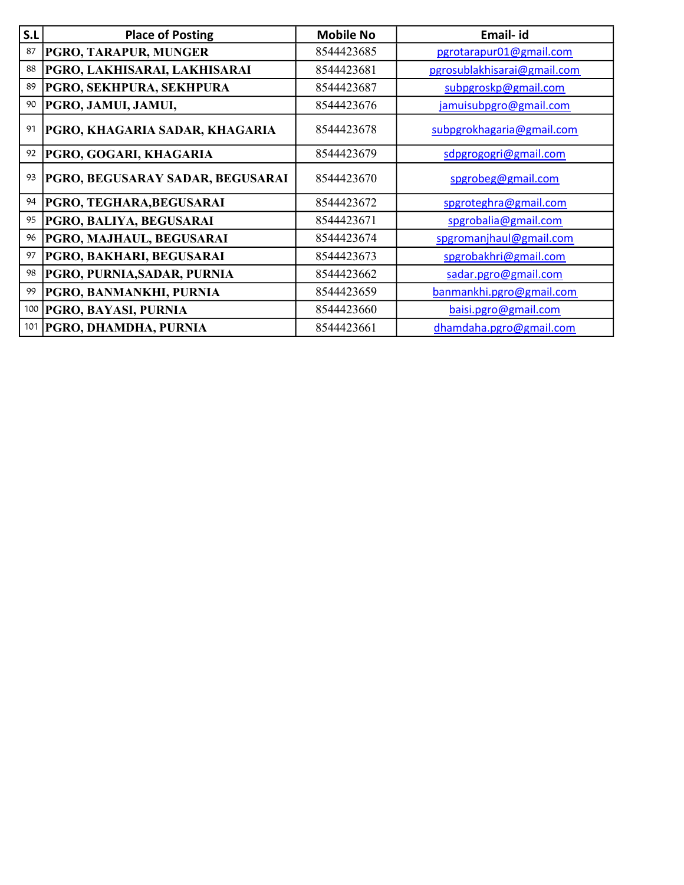| S.L | Place of Posting | Mobile No | Email- id |
|---|---|---|---|
| 87 | PGRO, TARAPUR, MUNGER | 8544423685 | pgrotarapur01@gmail.com |
| 88 | PGRO, LAKHISARAI, LAKHISARAI | 8544423681 | pgrosublakhisarai@gmail.com |
| 89 | PGRO, SEKHPURA, SEKHPURA | 8544423687 | subpgroskp@gmail.com |
| 90 | PGRO, JAMUI, JAMUI, | 8544423676 | jamuisubpgro@gmail.com |
| 91 | PGRO, KHAGARIA SADAR, KHAGARIA | 8544423678 | subpgrokhagaria@gmail.com |
| 92 | PGRO, GOGARI, KHAGARIA | 8544423679 | sdpgrogogri@gmail.com |
| 93 | PGRO, BEGUSARAY SADAR, BEGUSARAI | 8544423670 | spgrobeg@gmail.com |
| 94 | PGRO, TEGHARA,BEGUSARAI | 8544423672 | spgroteghra@gmail.com |
| 95 | PGRO, BALIYA, BEGUSARAI | 8544423671 | spgrobalia@gmail.com |
| 96 | PGRO, MAJHAUL, BEGUSARAI | 8544423674 | spgromanjhaul@gmail.com |
| 97 | PGRO, BAKHARI, BEGUSARAI | 8544423673 | spgrobakhri@gmail.com |
| 98 | PGRO, PURNIA,SADAR, PURNIA | 8544423662 | sadar.pgro@gmail.com |
| 99 | PGRO, BANMANKHI, PURNIA | 8544423659 | banmankhi.pgro@gmail.com |
| 100 | PGRO, BAYASI, PURNIA | 8544423660 | baisi.pgro@gmail.com |
| 101 | PGRO, DHAMDHA, PURNIA | 8544423661 | dhamdaha.pgro@gmail.com |